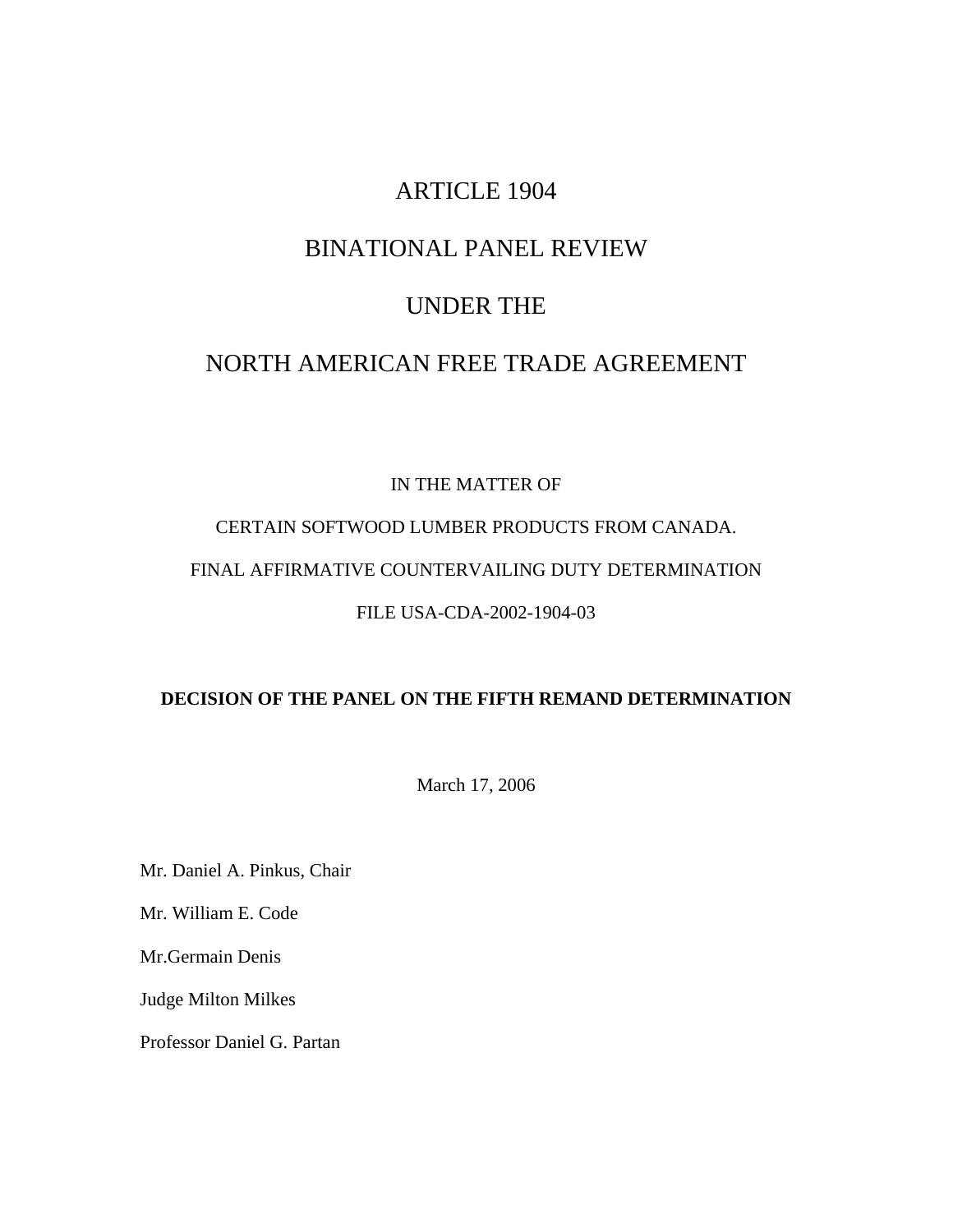# ARTICLE 1904

# BINATIONAL PANEL REVIEW

# UNDER THE

# NORTH AMERICAN FREE TRADE AGREEMENT

IN THE MATTER OF

CERTAIN SOFTWOOD LUMBER PRODUCTS FROM CANADA.

FINAL AFFIRMATIVE COUNTERVAILING DUTY DETERMINATION

FILE USA-CDA-2002-1904-03

**DECISION OF THE PANEL ON THE FIFTH REMAND DETERMINATION**

March 17, 2006

Mr. Daniel A. Pinkus, Chair

Mr. William E. Code

Mr.Germain Denis

Judge Milton Milkes

Professor Daniel G. Partan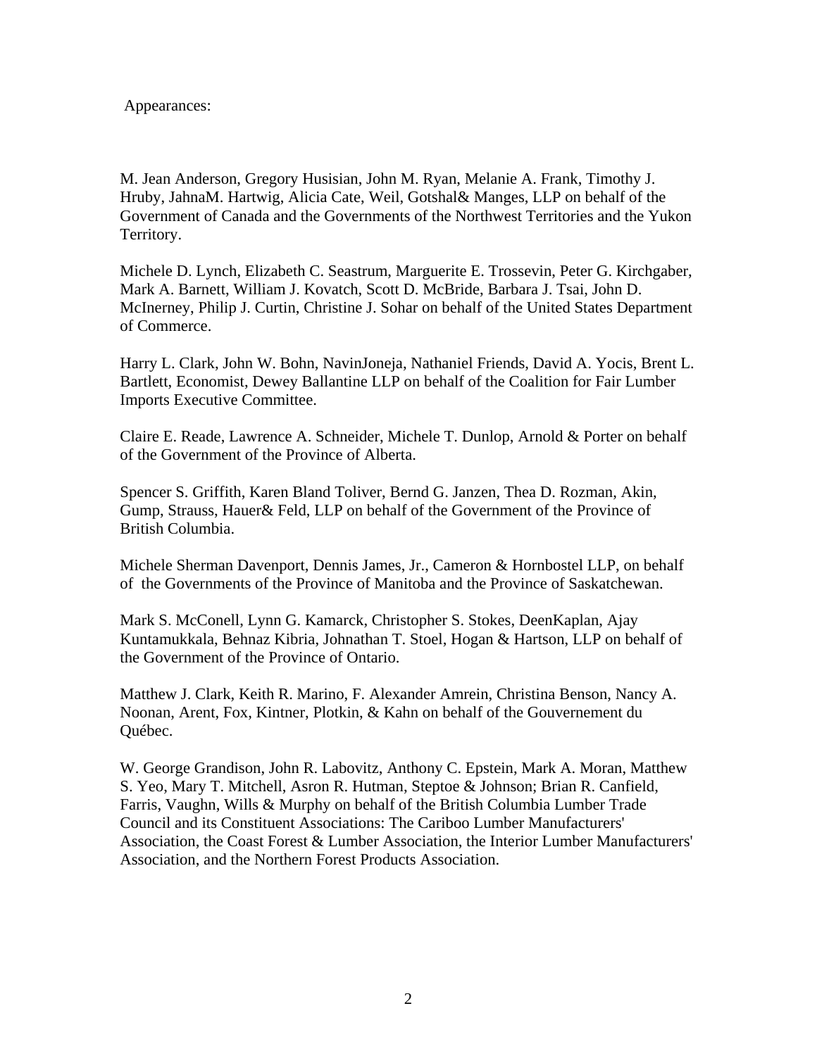Appearances:

M. Jean Anderson, Gregory Husisian, John M. Ryan, Melanie A. Frank, Timothy J. Hruby, JahnaM. Hartwig, Alicia Cate, Weil, Gotshal& Manges, LLP on behalf of the Government of Canada and the Governments of the Northwest Territories and the Yukon Territory.

Michele D. Lynch, Elizabeth C. Seastrum, Marguerite E. Trossevin, Peter G. Kirchgaber, Mark A. Barnett, William J. Kovatch, Scott D. McBride, Barbara J. Tsai, John D. McInerney, Philip J. Curtin, Christine J. Sohar on behalf of the United States Department of Commerce.

Harry L. Clark, John W. Bohn, NavinJoneja, Nathaniel Friends, David A. Yocis, Brent L. Bartlett, Economist, Dewey Ballantine LLP on behalf of the Coalition for Fair Lumber Imports Executive Committee.

Claire E. Reade, Lawrence A. Schneider, Michele T. Dunlop, Arnold & Porter on behalf of the Government of the Province of Alberta.

Spencer S. Griffith, Karen Bland Toliver, Bernd G. Janzen, Thea D. Rozman, Akin, Gump, Strauss, Hauer& Feld, LLP on behalf of the Government of the Province of British Columbia.

Michele Sherman Davenport, Dennis James, Jr., Cameron & Hornbostel LLP, on behalf of the Governments of the Province of Manitoba and the Province of Saskatchewan.

Mark S. McConell, Lynn G. Kamarck, Christopher S. Stokes, DeenKaplan, Ajay Kuntamukkala, Behnaz Kibria, Johnathan T. Stoel, Hogan & Hartson, LLP on behalf of the Government of the Province of Ontario.

Matthew J. Clark, Keith R. Marino, F. Alexander Amrein, Christina Benson, Nancy A. Noonan, Arent, Fox, Kintner, Plotkin, & Kahn on behalf of the Gouvernement du Québec.

W. George Grandison, John R. Labovitz, Anthony C. Epstein, Mark A. Moran, Matthew S. Yeo, Mary T. Mitchell, Asron R. Hutman, Steptoe & Johnson; Brian R. Canfield, Farris, Vaughn, Wills & Murphy on behalf of the British Columbia Lumber Trade Council and its Constituent Associations: The Cariboo Lumber Manufacturers' Association, the Coast Forest & Lumber Association, the Interior Lumber Manufacturers' Association, and the Northern Forest Products Association.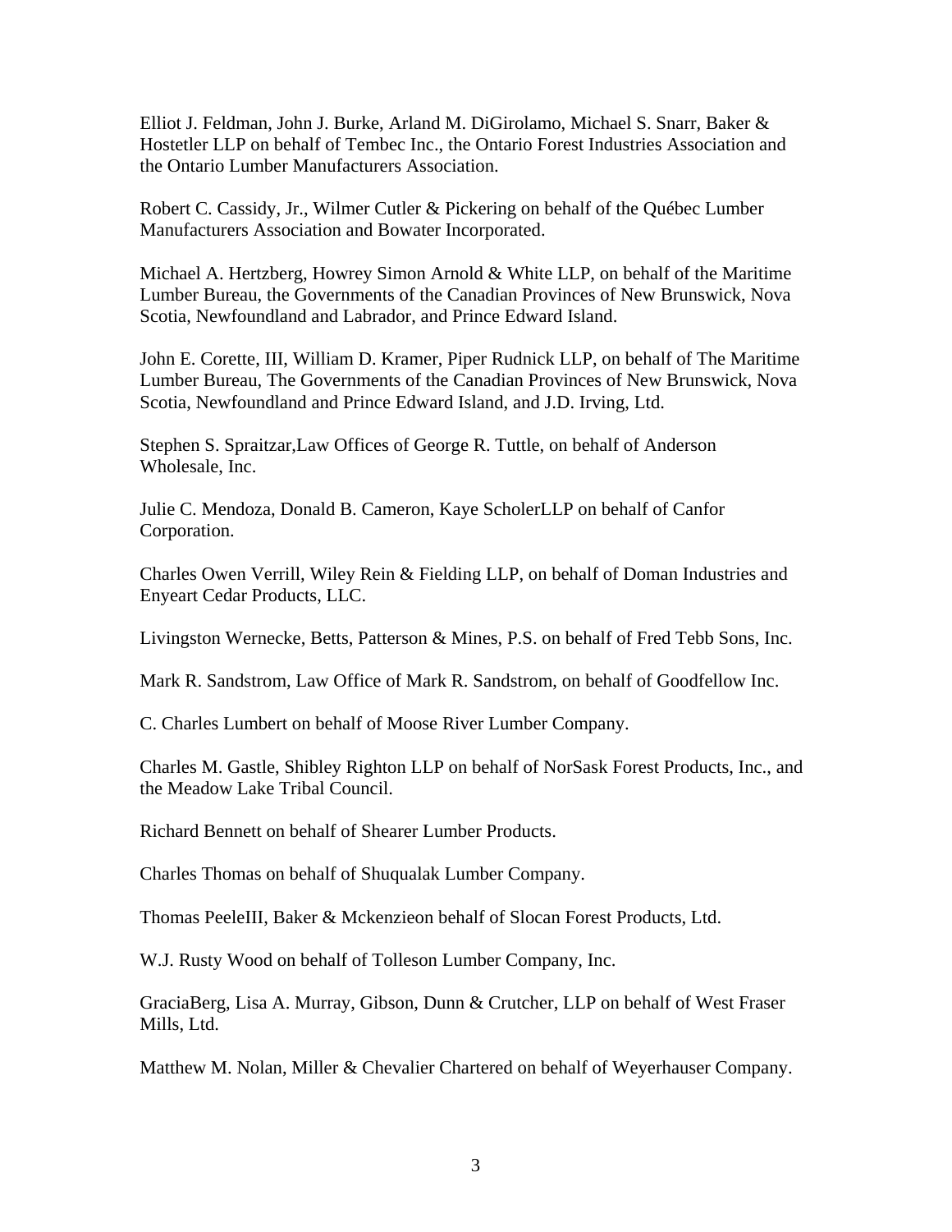Elliot J. Feldman, John J. Burke, Arland M. DiGirolamo, Michael S. Snarr, Baker & Hostetler LLP on behalf of Tembec Inc., the Ontario Forest Industries Association and the Ontario Lumber Manufacturers Association.

Robert C. Cassidy, Jr., Wilmer Cutler & Pickering on behalf of the Québec Lumber Manufacturers Association and Bowater Incorporated.

Michael A. Hertzberg, Howrey Simon Arnold & White LLP, on behalf of the Maritime Lumber Bureau, the Governments of the Canadian Provinces of New Brunswick, Nova Scotia, Newfoundland and Labrador, and Prince Edward Island.

John E. Corette, III, William D. Kramer, Piper Rudnick LLP, on behalf of The Maritime Lumber Bureau, The Governments of the Canadian Provinces of New Brunswick, Nova Scotia, Newfoundland and Prince Edward Island, and J.D. Irving, Ltd.

Stephen S. Spraitzar,Law Offices of George R. Tuttle, on behalf of Anderson Wholesale, Inc.

Julie C. Mendoza, Donald B. Cameron, Kaye ScholerLLP on behalf of Canfor Corporation.

Charles Owen Verrill, Wiley Rein & Fielding LLP, on behalf of Doman Industries and Enyeart Cedar Products, LLC.

Livingston Wernecke, Betts, Patterson & Mines, P.S. on behalf of Fred Tebb Sons, Inc.

Mark R. Sandstrom, Law Office of Mark R. Sandstrom, on behalf of Goodfellow Inc.

C. Charles Lumbert on behalf of Moose River Lumber Company.

Charles M. Gastle, Shibley Righton LLP on behalf of NorSask Forest Products, Inc., and the Meadow Lake Tribal Council.

Richard Bennett on behalf of Shearer Lumber Products.

Charles Thomas on behalf of Shuqualak Lumber Company.

Thomas PeeleIII, Baker & Mckenzieon behalf of Slocan Forest Products, Ltd.

W.J. Rusty Wood on behalf of Tolleson Lumber Company, Inc.

GraciaBerg, Lisa A. Murray, Gibson, Dunn & Crutcher, LLP on behalf of West Fraser Mills, Ltd.

Matthew M. Nolan, Miller & Chevalier Chartered on behalf of Weyerhauser Company.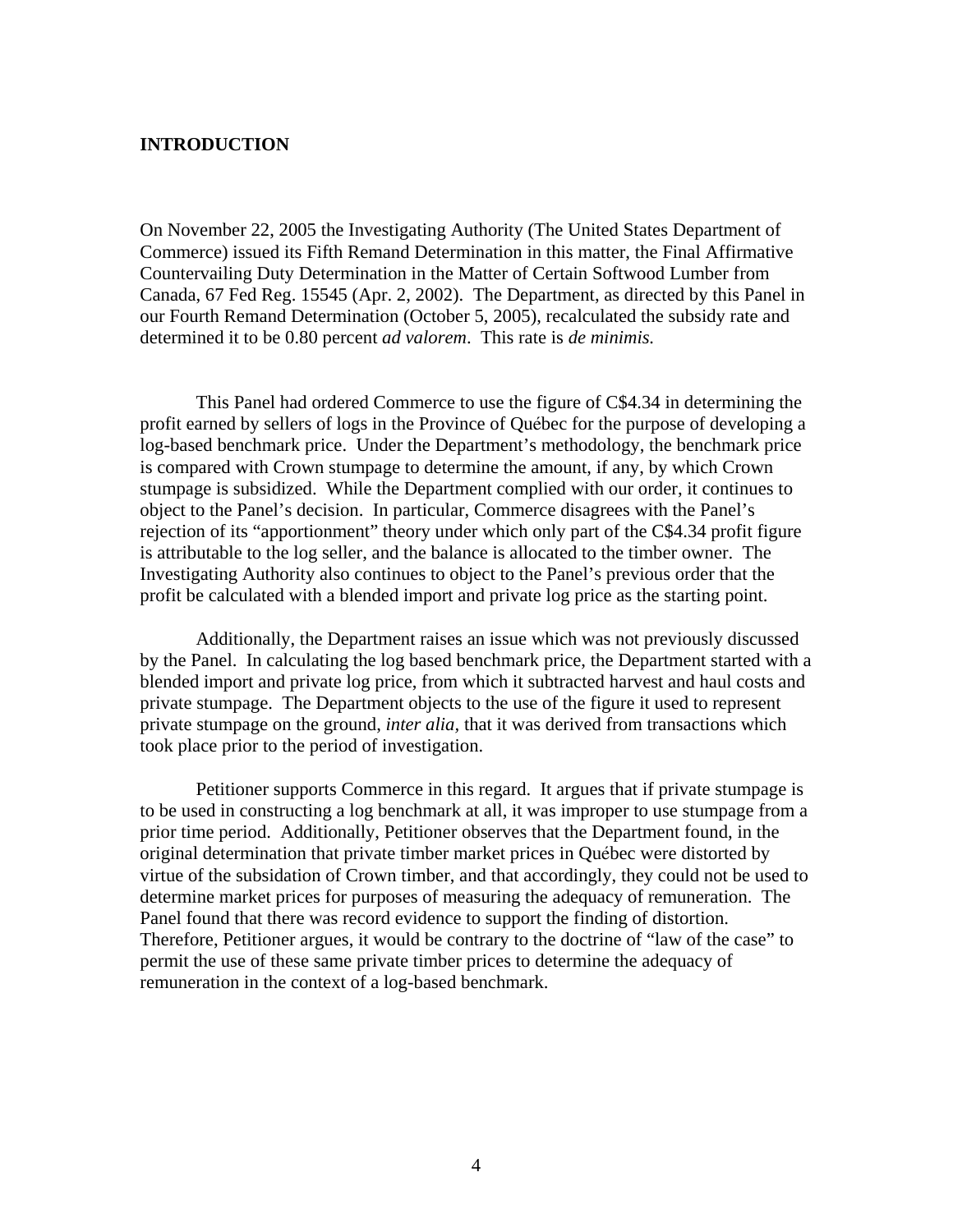**INTRODUCTION**

On November 22, 2005 the Investigating Authority (The United States Department of Commerce) issued its Fifth Remand Determination in this matter, the Final Affirmative Countervailing Duty Determination in the Matter of Certain Softwood Lumber from Canada, 67 Fed Reg. 15545 (Apr. 2, 2002). The Department, as directed by this Panel in our Fourth Remand Determination (October 5, 2005), recalculated the subsidy rate and determined it to be 0.80 percent *ad valorem*. This rate is *de minimis.*

This Panel had ordered Commerce to use the figure of C$4.34 in determining the profit earned by sellers of logs in the Province of Québec for the purpose of developing a log-based benchmark price. Under the Department's methodology, the benchmark price is compared with Crown stumpage to determine the amount, if any, by which Crown stumpage is subsidized. While the Department complied with our order, it continues to object to the Panel's decision. In particular, Commerce disagrees with the Panel's rejection of its "apportionment" theory under which only part of the C$4.34 profit figure is attributable to the log seller, and the balance is allocated to the timber owner. The Investigating Authority also continues to object to the Panel's previous order that the profit be calculated with a blended import and private log price as the starting point.

Additionally, the Department raises an issue which was not previously discussed by the Panel. In calculating the log based benchmark price, the Department started with a blended import and private log price, from which it subtracted harvest and haul costs and private stumpage. The Department objects to the use of the figure it used to represent private stumpage on the ground, *inter alia*, that it was derived from transactions which took place prior to the period of investigation.

Petitioner supports Commerce in this regard. It argues that if private stumpage is to be used in constructing a log benchmark at all, it was improper to use stumpage from a prior time period. Additionally, Petitioner observes that the Department found, in the original determination that private timber market prices in Québec were distorted by virtue of the subsidation of Crown timber, and that accordingly, they could not be used to determine market prices for purposes of measuring the adequacy of remuneration. The Panel found that there was record evidence to support the finding of distortion. Therefore, Petitioner argues, it would be contrary to the doctrine of "law of the case" to permit the use of these same private timber prices to determine the adequacy of remuneration in the context of a log-based benchmark.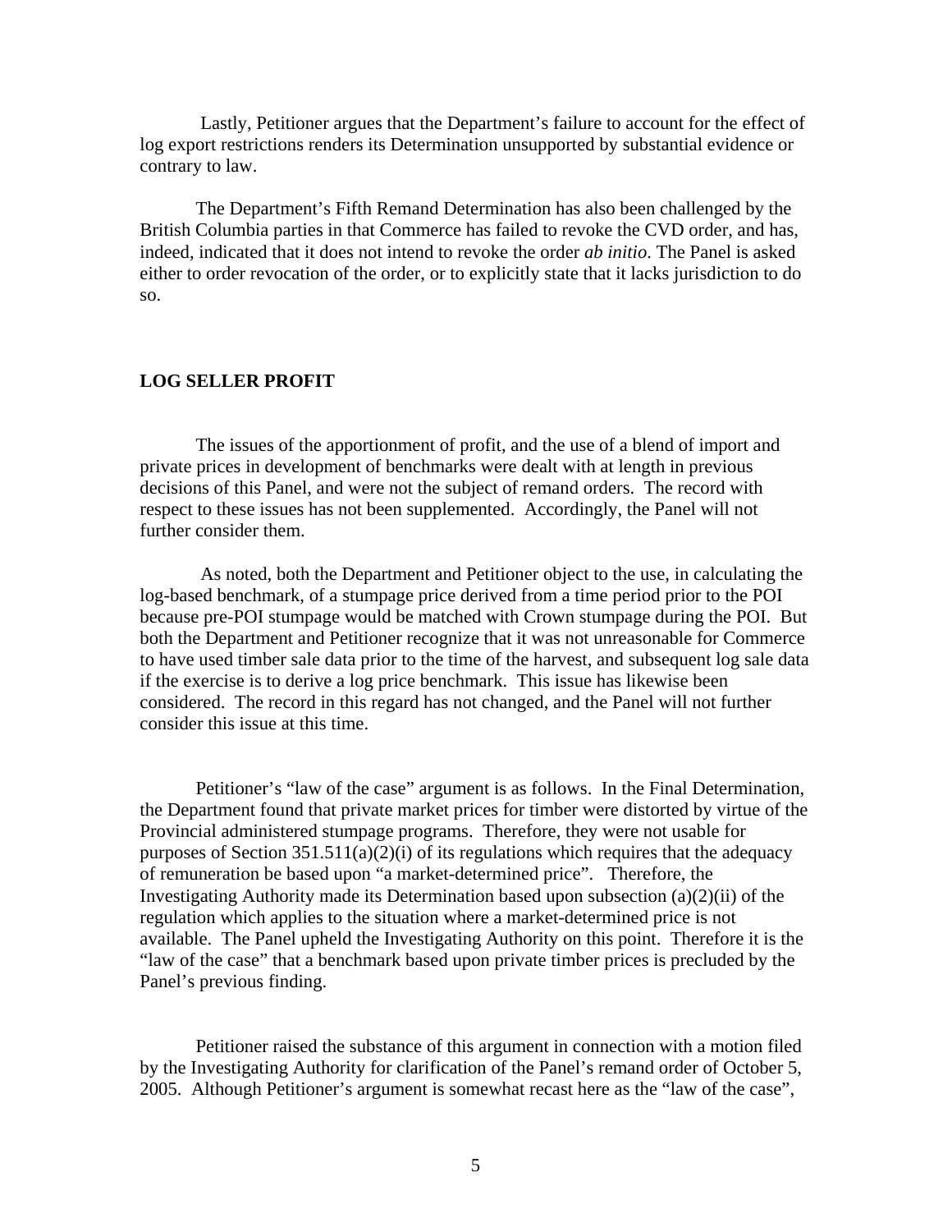Lastly, Petitioner argues that the Department's failure to account for the effect of log export restrictions renders its Determination unsupported by substantial evidence or contrary to law.

The Department's Fifth Remand Determination has also been challenged by the British Columbia parties in that Commerce has failed to revoke the CVD order, and has, indeed, indicated that it does not intend to revoke the order *ab initio*. The Panel is asked either to order revocation of the order, or to explicitly state that it lacks jurisdiction to do so.

**LOG SELLER PROFIT**

The issues of the apportionment of profit, and the use of a blend of import and private prices in development of benchmarks were dealt with at length in previous decisions of this Panel, and were not the subject of remand orders. The record with respect to these issues has not been supplemented. Accordingly, the Panel will not further consider them.

As noted, both the Department and Petitioner object to the use, in calculating the log-based benchmark, of a stumpage price derived from a time period prior to the POI because pre-POI stumpage would be matched with Crown stumpage during the POI. But both the Department and Petitioner recognize that it was not unreasonable for Commerce to have used timber sale data prior to the time of the harvest, and subsequent log sale data if the exercise is to derive a log price benchmark. This issue has likewise been considered. The record in this regard has not changed, and the Panel will not further consider this issue at this time.

Petitioner's "law of the case" argument is as follows. In the Final Determination, the Department found that private market prices for timber were distorted by virtue of the Provincial administered stumpage programs. Therefore, they were not usable for purposes of Section 351.511(a)(2)(i) of its regulations which requires that the adequacy of remuneration be based upon "a market-determined price". Therefore, the Investigating Authority made its Determination based upon subsection (a)(2)(ii) of the regulation which applies to the situation where a market-determined price is not available. The Panel upheld the Investigating Authority on this point. Therefore it is the "law of the case" that a benchmark based upon private timber prices is precluded by the Panel's previous finding.

Petitioner raised the substance of this argument in connection with a motion filed by the Investigating Authority for clarification of the Panel's remand order of October 5, 2005. Although Petitioner's argument is somewhat recast here as the "law of the case",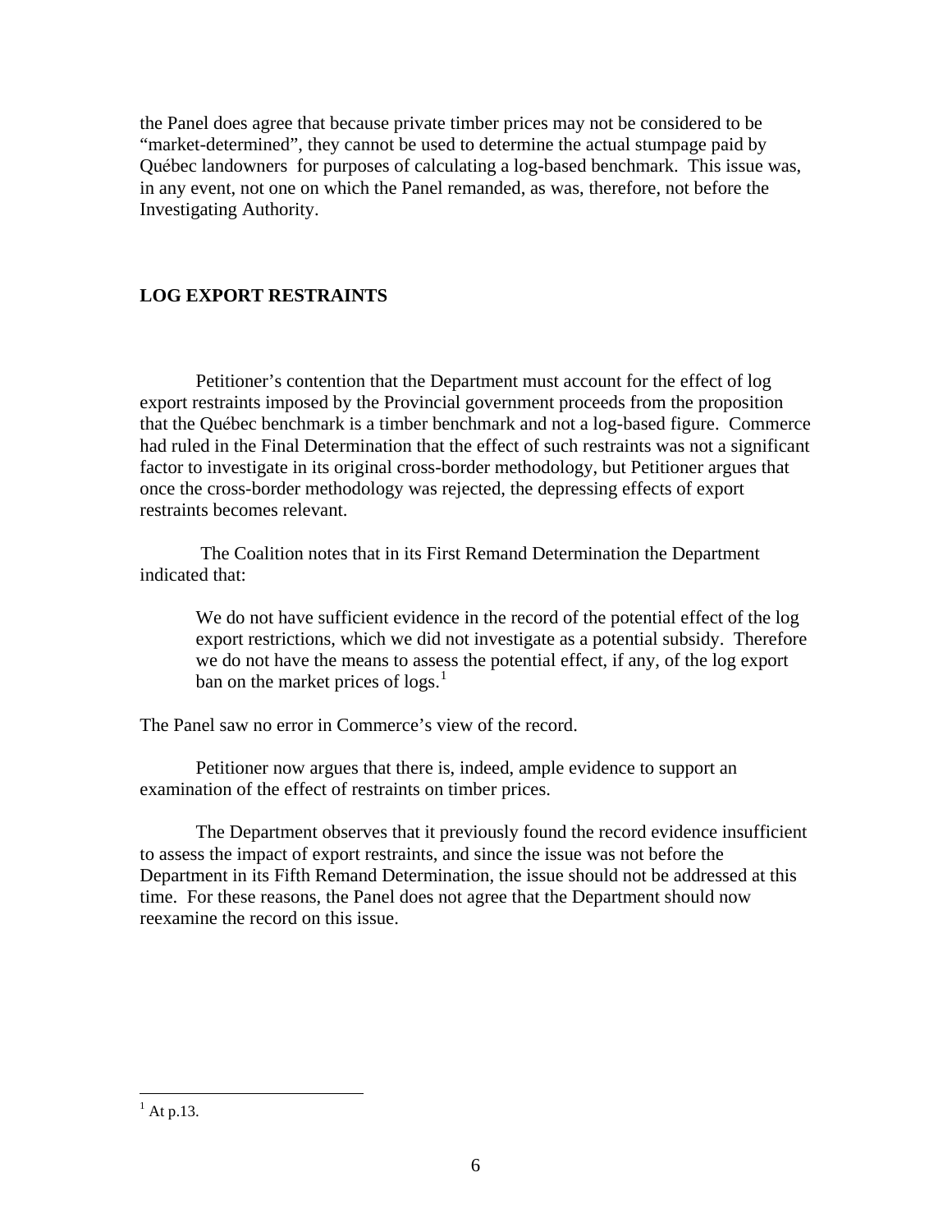the Panel does agree that because private timber prices may not be considered to be "market-determined", they cannot be used to determine the actual stumpage paid by Québec landowners for purposes of calculating a log-based benchmark. This issue was, in any event, not one on which the Panel remanded, as was, therefore, not before the Investigating Authority.

**LOG EXPORT RESTRAINTS**

Petitioner's contention that the Department must account for the effect of log export restraints imposed by the Provincial government proceeds from the proposition that the Québec benchmark is a timber benchmark and not a log-based figure. Commerce had ruled in the Final Determination that the effect of such restraints was not a significant factor to investigate in its original cross-border methodology, but Petitioner argues that once the cross-border methodology was rejected, the depressing effects of export restraints becomes relevant.

The Coalition notes that in its First Remand Determination the Department indicated that:

> We do not have sufficient evidence in the record of the potential effect of the log export restrictions, which we did not investigate as a potential subsidy. Therefore we do not have the means to assess the potential effect, if any, of the log export ban on the market prices of logs.[1]

The Panel saw no error in Commerce's view of the record.

Petitioner now argues that there is, indeed, ample evidence to support an examination of the effect of restraints on timber prices.

The Department observes that it previously found the record evidence insufficient to assess the impact of export restraints, and since the issue was not before the Department in its Fifth Remand Determination, the issue should not be addressed at this time. For these reasons, the Panel does not agree that the Department should now reexamine the record on this issue.

[1] At p.13.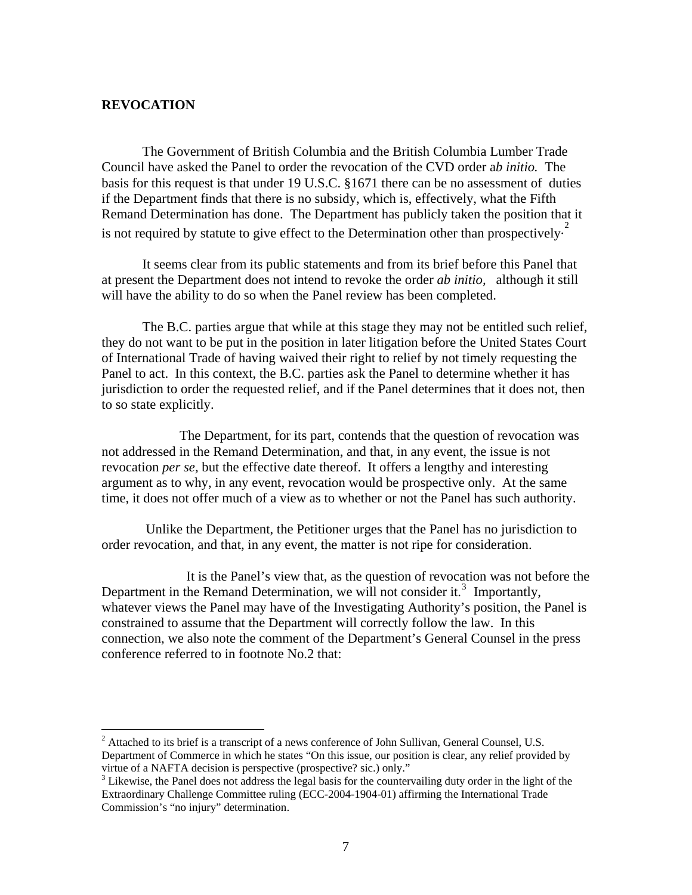**REVOCATION**

The Government of British Columbia and the British Columbia Lumber Trade Council have asked the Panel to order the revocation of the CVD order a*b initio.* The basis for this request is that under 19 U.S.C. §1671 there can be no assessment of duties if the Department finds that there is no subsidy, which is, effectively, what the Fifth Remand Determination has done. The Department has publicly taken the position that it is not required by statute to give effect to the Determination other than prospectively.[2]

It seems clear from its public statements and from its brief before this Panel that at present the Department does not intend to revoke the order *ab initio,* although it still will have the ability to do so when the Panel review has been completed.

The B.C. parties argue that while at this stage they may not be entitled such relief, they do not want to be put in the position in later litigation before the United States Court of International Trade of having waived their right to relief by not timely requesting the Panel to act. In this context, the B.C. parties ask the Panel to determine whether it has jurisdiction to order the requested relief, and if the Panel determines that it does not, then to so state explicitly.

The Department, for its part, contends that the question of revocation was not addressed in the Remand Determination, and that, in any event, the issue is not revocation *per se,* but the effective date thereof. It offers a lengthy and interesting argument as to why, in any event, revocation would be prospective only. At the same time, it does not offer much of a view as to whether or not the Panel has such authority.

Unlike the Department, the Petitioner urges that the Panel has no jurisdiction to order revocation, and that, in any event, the matter is not ripe for consideration.

It is the Panel's view that, as the question of revocation was not before the Department in the Remand Determination, we will not consider it.[3] Importantly, whatever views the Panel may have of the Investigating Authority's position, the Panel is constrained to assume that the Department will correctly follow the law. In this connection, we also note the comment of the Department's General Counsel in the press conference referred to in footnote No.2 that:

---

[2] Attached to its brief is a transcript of a news conference of John Sullivan, General Counsel, U.S. Department of Commerce in which he states "On this issue, our position is clear, any relief provided by virtue of a NAFTA decision is perspective (prospective? sic.) only."

[3] Likewise, the Panel does not address the legal basis for the countervailing duty order in the light of the Extraordinary Challenge Committee ruling (ECC-2004-1904-01) affirming the International Trade Commission's "no injury" determination.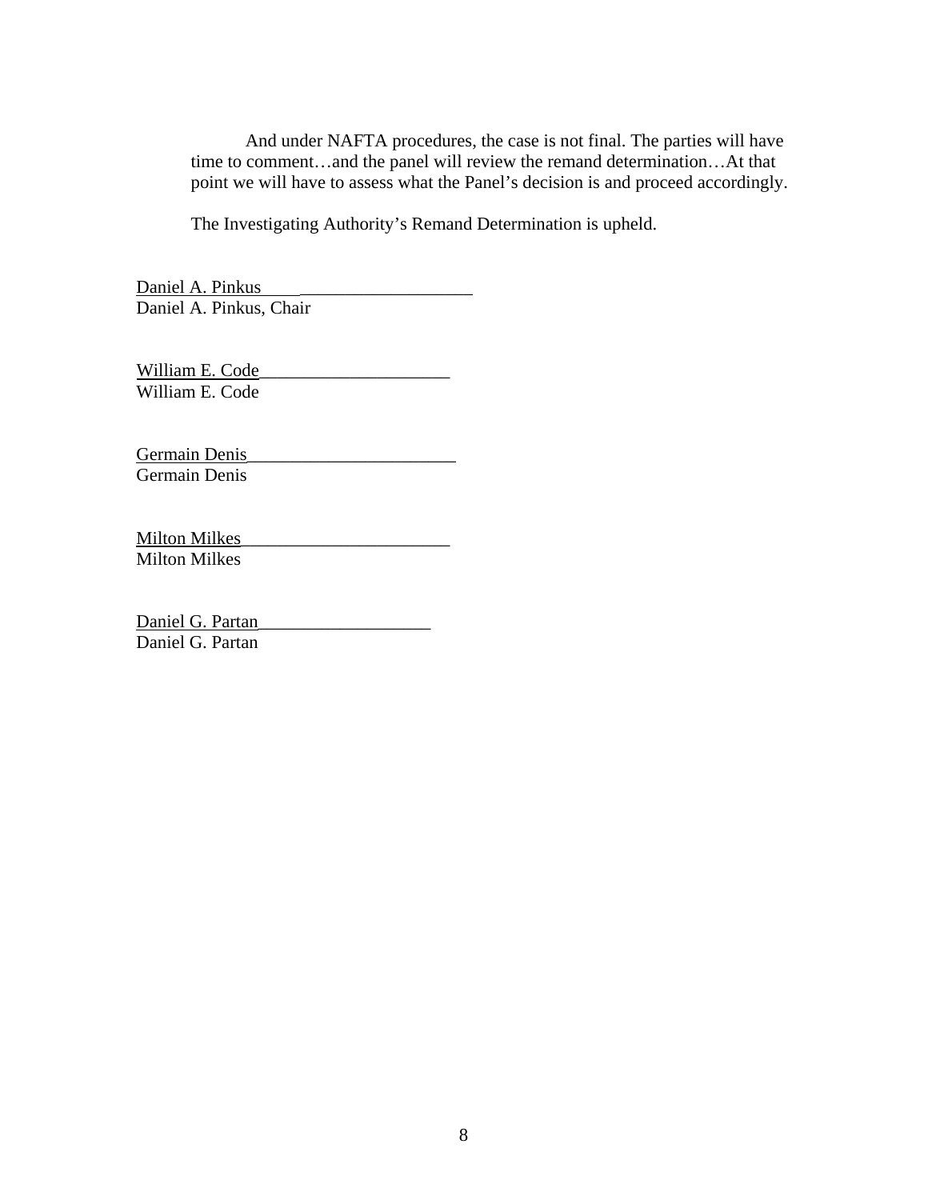> And under NAFTA procedures, the case is not final. The parties will have time to comment…and the panel will review the remand determination…At that point we will have to assess what the Panel's decision is and proceed accordingly.

The Investigating Authority's Remand Determination is upheld.

Daniel A. Pinkus
Daniel A. Pinkus, Chair

William E. Code
William E. Code

Germain Denis
Germain Denis

Milton Milkes
Milton Milkes

Daniel G. Partan
Daniel G. Partan